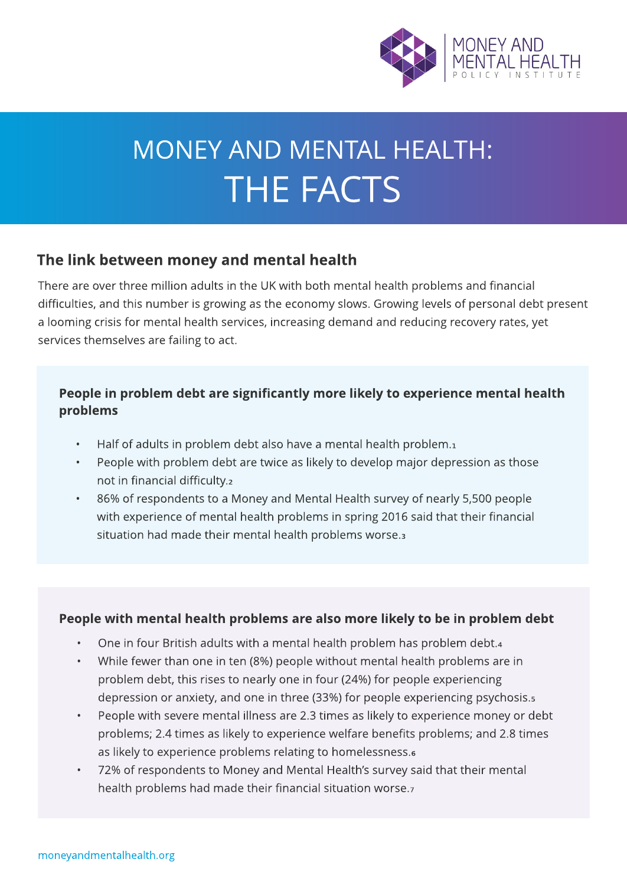# MONEY AND MENTAL HEALTH: THE FACTS

## The link between money and mental health

There are over three million adults in the UK with both mental health problems and financial difficulties, and this number is growing as the economy slows. Growing levels of personal debt present a looming crisis for mental health services, increasing demand and reducing recovery rates, yet services themselves are failing to act.

### People in problem debt are significantly more likely to experience mental health problems

- Half of adults in problem debt also have a mental health problem.[1]
- People with problem debt are twice as likely to develop major depression as those not in financial difficulty.[2]
- 86% of respondents to a Money and Mental Health survey of nearly 5,500 people with experience of mental health problems in spring 2016 said that their financial situation had made their mental health problems worse.[3]

### People with mental health problems are also more likely to be in problem debt

- One in four British adults with a mental health problem has problem debt.[4]
- While fewer than one in ten (8%) people without mental health problems are in problem debt, this rises to nearly one in four (24%) for people experiencing depression or anxiety, and one in three (33%) for people experiencing psychosis.[5]
- People with severe mental illness are 2.3 times as likely to experience money or debt problems; 2.4 times as likely to experience welfare benefits problems; and 2.8 times as likely to experience problems relating to homelessness.[6]
- 72% of respondents to Money and Mental Health's survey said that their mental health problems had made their financial situation worse.[7]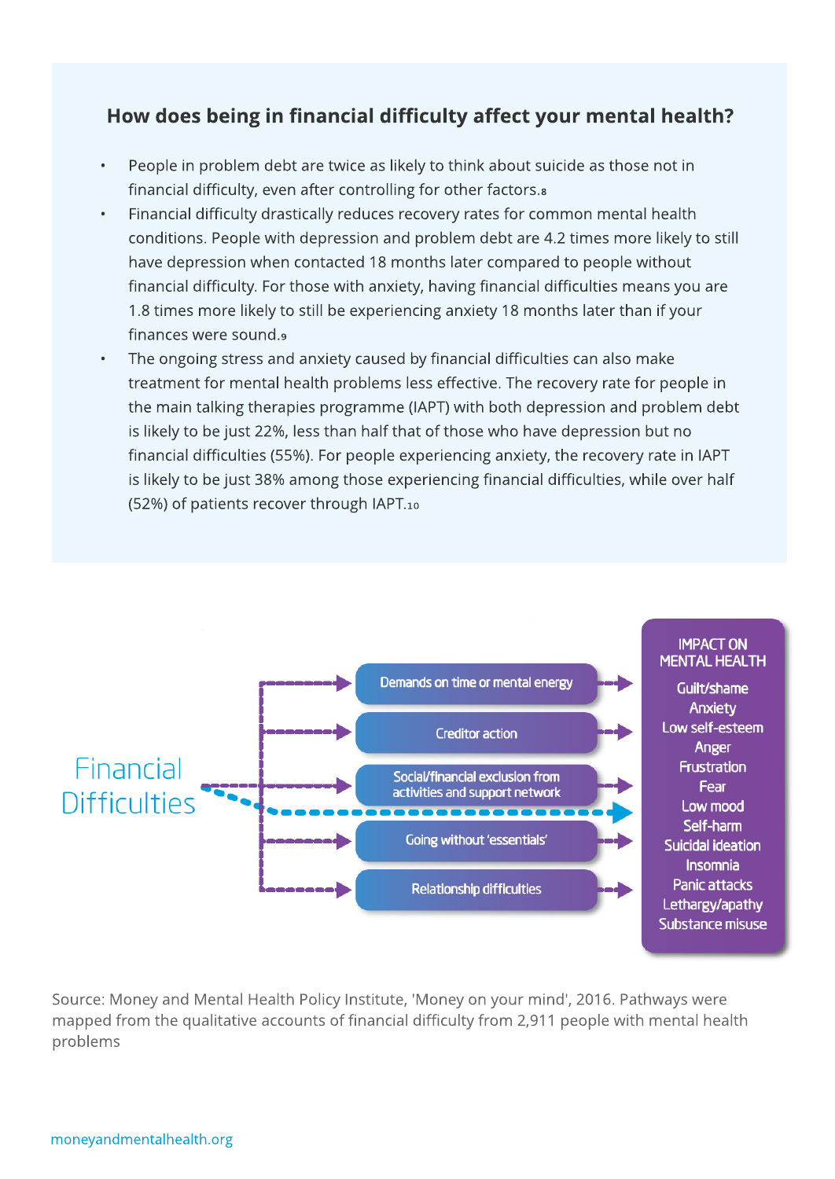### How does being in financial difficulty affect your mental health?

- People in problem debt are twice as likely to think about suicide as those not in financial difficulty, even after controlling for other factors.[8]
- Financial difficulty drastically reduces recovery rates for common mental health conditions. People with depression and problem debt are 4.2 times more likely to still have depression when contacted 18 months later compared to people without financial difficulty. For those with anxiety, having financial difficulties means you are 1.8 times more likely to still be experiencing anxiety 18 months later than if your finances were sound.[9]
- The ongoing stress and anxiety caused by financial difficulties can also make treatment for mental health problems less effective. The recovery rate for people in the main talking therapies programme (IAPT) with both depression and problem debt is likely to be just 22%, less than half that of those who have depression but no financial difficulties (55%). For people experiencing anxiety, the recovery rate in IAPT is likely to be just 38% among those experiencing financial difficulties, while over half (52%) of patients recover through IAPT.[10]

Financial Difficulties

- Demands on time or mental energy
- Creditor action
- Social/financial exclusion from activities and support network
- Going without 'essentials'
- Relationship difficulties

IMPACT ON MENTAL HEALTH

- Guilt/shame
- Anxiety
- Low self-esteem
- Anger
- Frustration
- Fear
- Low mood
- Self-harm
- Suicidal ideation
- Insomnia
- Panic attacks
- Lethargy/apathy
- Substance misuse

Source: Money and Mental Health Policy Institute, 'Money on your mind', 2016. Pathways were mapped from the qualitative accounts of financial difficulty from 2,911 people with mental health problems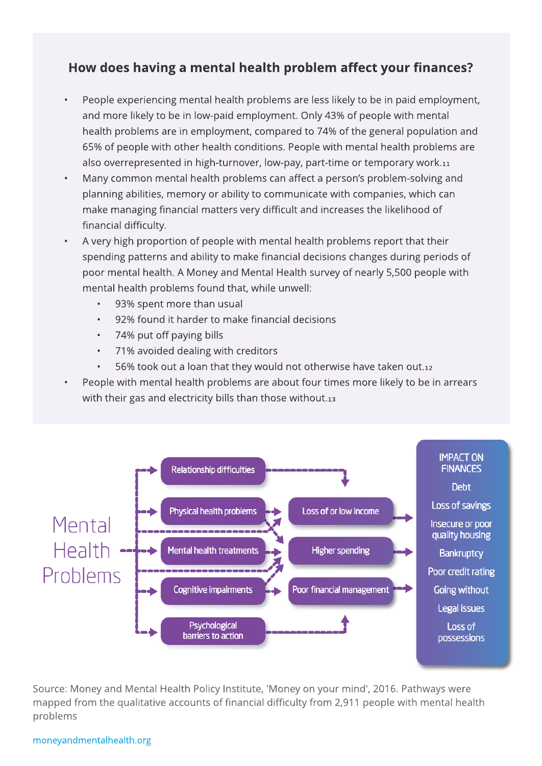## How does having a mental health problem affect your finances?

- People experiencing mental health problems are less likely to be in paid employment, and more likely to be in low-paid employment. Only 43% of people with mental health problems are in employment, compared to 74% of the general population and 65% of people with other health conditions. People with mental health problems are also overrepresented in high-turnover, low-pay, part-time or temporary work.[11]
- Many common mental health problems can affect a person's problem-solving and planning abilities, memory or ability to communicate with companies, which can make managing financial matters very difficult and increases the likelihood of financial difficulty.
- A very high proportion of people with mental health problems report that their spending patterns and ability to make financial decisions changes during periods of poor mental health. A Money and Mental Health survey of nearly 5,500 people with mental health problems found that, while unwell:
  - 93% spent more than usual
  - 92% found it harder to make financial decisions
  - 74% put off paying bills
  - 71% avoided dealing with creditors
  - 56% took out a loan that they would not otherwise have taken out.[12]
- People with mental health problems are about four times more likely to be in arrears with their gas and electricity bills than those without.[13]

Mental Health Problems

- Relationship difficulties
- Physical health problems
- Mental health treatments
- Cognitive impairments
- Psychological barriers to action

- Loss of or low income
- Higher spending
- Poor financial management

IMPACT ON FINANCES

- Debt
- Loss of savings
- Insecure or poor quality housing
- Bankruptcy
- Poor credit rating
- Going without
- Legal issues
- Loss of possessions

Source: Money and Mental Health Policy Institute, 'Money on your mind', 2016. Pathways were mapped from the qualitative accounts of financial difficulty from 2,911 people with mental health problems

moneyandmentalhealth.org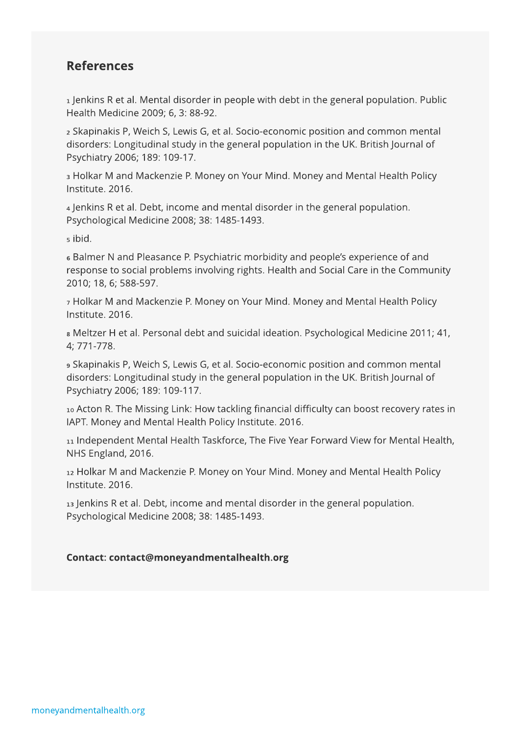## References

[1] Jenkins R et al. Mental disorder in people with debt in the general population. Public Health Medicine 2009; 6, 3: 88-92.

[2] Skapinakis P, Weich S, Lewis G, et al. Socio-economic position and common mental disorders: Longitudinal study in the general population in the UK. British Journal of Psychiatry 2006; 189: 109-17.

[3] Holkar M and Mackenzie P. Money on Your Mind. Money and Mental Health Policy Institute. 2016.

[4] Jenkins R et al. Debt, income and mental disorder in the general population. Psychological Medicine 2008; 38: 1485-1493.

[5] ibid.

[6] Balmer N and Pleasance P. Psychiatric morbidity and people's experience of and response to social problems involving rights. Health and Social Care in the Community 2010; 18, 6; 588-597.

[7] Holkar M and Mackenzie P. Money on Your Mind. Money and Mental Health Policy Institute. 2016.

[8] Meltzer H et al. Personal debt and suicidal ideation. Psychological Medicine 2011; 41, 4; 771-778.

[9] Skapinakis P, Weich S, Lewis G, et al. Socio-economic position and common mental disorders: Longitudinal study in the general population in the UK. British Journal of Psychiatry 2006; 189: 109-117.

[10] Acton R. The Missing Link: How tackling financial difficulty can boost recovery rates in IAPT. Money and Mental Health Policy Institute. 2016.

[11] Independent Mental Health Taskforce, The Five Year Forward View for Mental Health, NHS England, 2016.

[12] Holkar M and Mackenzie P. Money on Your Mind. Money and Mental Health Policy Institute. 2016.

[13] Jenkins R et al. Debt, income and mental disorder in the general population. Psychological Medicine 2008; 38: 1485-1493.

**Contact: contact@moneyandmentalhealth.org**

moneyandmentalhealth.org